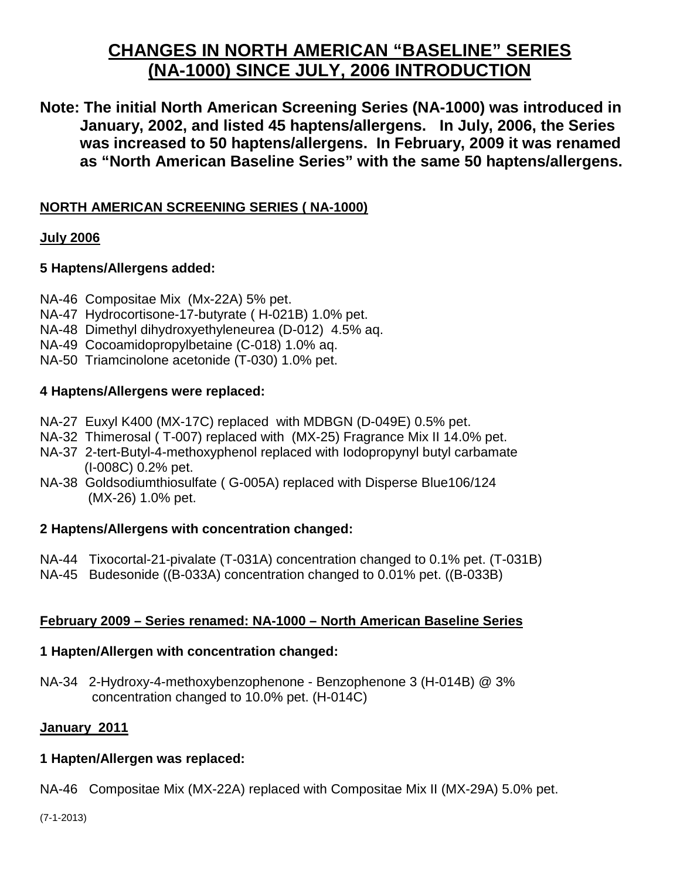# CHANGES IN NORTH AMERICAN "BASELINE" SERIES (NA-1000) SINCE JULY, 2006 INTRODUCTION

**Note: The initial North American Screening Series (NA-1000) was introduced in January, 2002, and listed 45 haptens/allergens. In July, 2006, the Series was increased to 50 haptens/allergens. In February, 2009 it was renamed as "North American Baseline Series" with the same 50 haptens/allergens.**

## NORTH AMERICAN SCREENING SERIES ( NA-1000)

### July 2006

**5 Haptens/Allergens added:**

NA-46 Compositae Mix (Mx-22A) 5% pet.
NA-47 Hydrocortisone-17-butyrate ( H-021B) 1.0% pet.
NA-48 Dimethyl dihydroxyethyleneurea (D-012) 4.5% aq.
NA-49 Cocoamidopropylbetaine (C-018) 1.0% aq.
NA-50 Triamcinolone acetonide (T-030) 1.0% pet.

**4 Haptens/Allergens were replaced:**

NA-27 Euxyl K400 (MX-17C) replaced with MDBGN (D-049E) 0.5% pet.
NA-32 Thimerosal ( T-007) replaced with (MX-25) Fragrance Mix II 14.0% pet.
NA-37 2-tert-Butyl-4-methoxyphenol replaced with Iodopropynyl butyl carbamate (I-008C) 0.2% pet.
NA-38 Goldsodiumthiosulfate ( G-005A) replaced with Disperse Blue106/124 (MX-26) 1.0% pet.

**2 Haptens/Allergens with concentration changed:**

NA-44 Tixocortal-21-pivalate (T-031A) concentration changed to 0.1% pet. (T-031B)
NA-45 Budesonide ((B-033A) concentration changed to 0.01% pet. ((B-033B)

## February 2009 – Series renamed: NA-1000 – North American Baseline Series

**1 Hapten/Allergen with concentration changed:**

NA-34 2-Hydroxy-4-methoxybenzophenone - Benzophenone 3 (H-014B) @ 3% concentration changed to 10.0% pet. (H-014C)

### January 2011

**1 Hapten/Allergen was replaced:**

NA-46 Compositae Mix (MX-22A) replaced with Compositae Mix II (MX-29A) 5.0% pet.

(7-1-2013)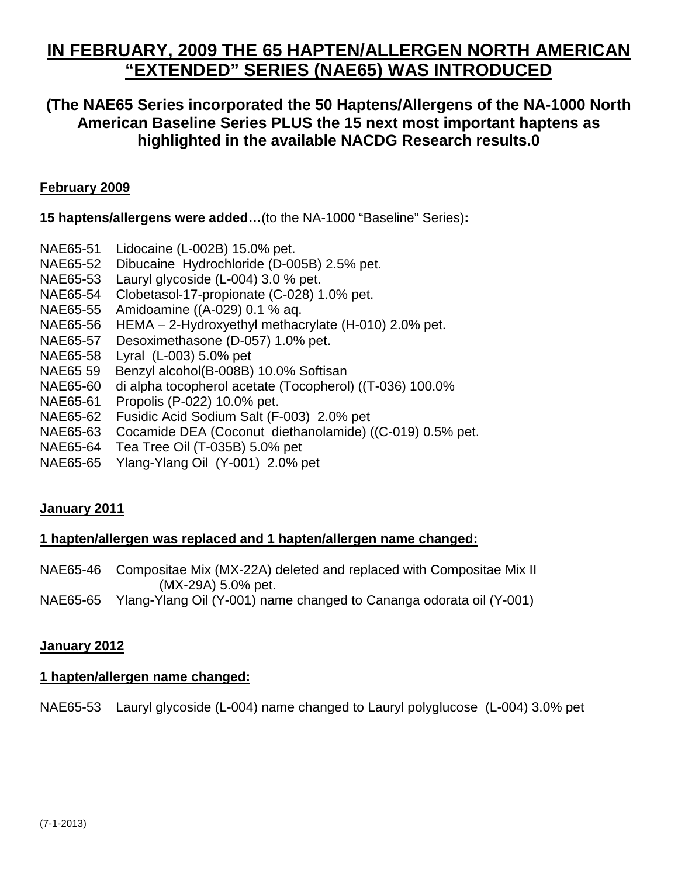# IN FEBRUARY, 2009 THE 65 HAPTEN/ALLERGEN NORTH AMERICAN "EXTENDED" SERIES (NAE65) WAS INTRODUCED

## (The NAE65 Series incorporated the 50 Haptens/Allergens of the NA-1000 North American Baseline Series PLUS the 15 next most important haptens as highlighted in the available NACDG Research results.0

**February 2009**

**15 haptens/allergens were added…**(to the NA-1000 "Baseline" Series)**:**

NAE65-51 Lidocaine (L-002B) 15.0% pet.
NAE65-52 Dibucaine Hydrochloride (D-005B) 2.5% pet.
NAE65-53 Lauryl glycoside (L-004) 3.0 % pet.
NAE65-54 Clobetasol-17-propionate (C-028) 1.0% pet.
NAE65-55 Amidoamine ((A-029) 0.1 % aq.
NAE65-56 HEMA – 2-Hydroxyethyl methacrylate (H-010) 2.0% pet.
NAE65-57 Desoximethasone (D-057) 1.0% pet.
NAE65-58 Lyral (L-003) 5.0% pet
NAE65 59 Benzyl alcohol(B-008B) 10.0% Softisan
NAE65-60 di alpha tocopherol acetate (Tocopherol) ((T-036) 100.0%
NAE65-61 Propolis (P-022) 10.0% pet.
NAE65-62 Fusidic Acid Sodium Salt (F-003) 2.0% pet
NAE65-63 Cocamide DEA (Coconut diethanolamide) ((C-019) 0.5% pet.
NAE65-64 Tea Tree Oil (T-035B) 5.0% pet
NAE65-65 Ylang-Ylang Oil (Y-001) 2.0% pet

**January 2011**

**1 hapten/allergen was replaced and 1 hapten/allergen name changed:**

NAE65-46 Compositae Mix (MX-22A) deleted and replaced with Compositae Mix II (MX-29A) 5.0% pet.
NAE65-65 Ylang-Ylang Oil (Y-001) name changed to Cananga odorata oil (Y-001)

**January 2012**

**1 hapten/allergen name changed:**

NAE65-53 Lauryl glycoside (L-004) name changed to Lauryl polyglucose (L-004) 3.0% pet

(7-1-2013)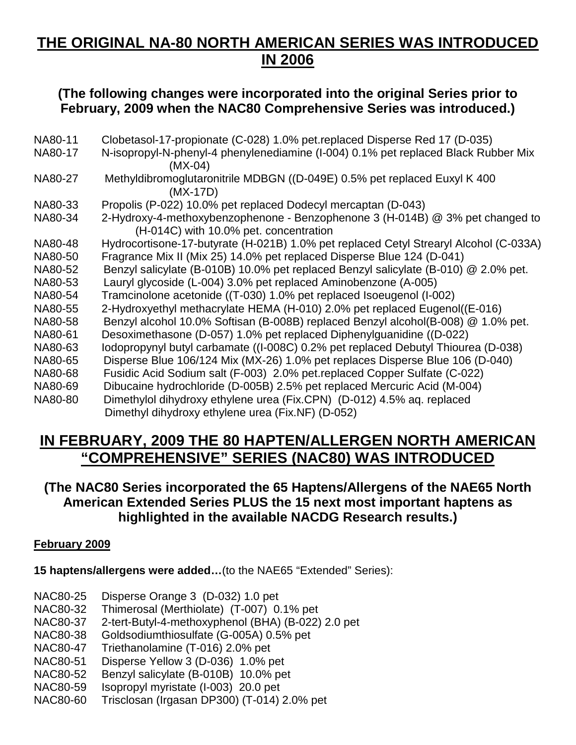# THE ORIGINAL NA-80 NORTH AMERICAN SERIES WAS INTRODUCED IN 2006

**(The following changes were incorporated into the original Series prior to February, 2009 when the NAC80 Comprehensive Series was introduced.)**

NA80-11 Clobetasol-17-propionate (C-028) 1.0% pet.replaced Disperse Red 17 (D-035)
NA80-17 N-isopropyl-N-phenyl-4 phenylenediamine (I-004) 0.1% pet replaced Black Rubber Mix (MX-04)
NA80-27 Methyldibromoglutaronitrile MDBGN ((D-049E) 0.5% pet replaced Euxyl K 400 (MX-17D)
NA80-33 Propolis (P-022) 10.0% pet replaced Dodecyl mercaptan (D-043)
NA80-34 2-Hydroxy-4-methoxybenzophenone - Benzophenone 3 (H-014B) @ 3% pet changed to (H-014C) with 10.0% pet. concentration
NA80-48 Hydrocortisone-17-butyrate (H-021B) 1.0% pet replaced Cetyl Strearyl Alcohol (C-033A)
NA80-50 Fragrance Mix II (Mix 25) 14.0% pet replaced Disperse Blue 124 (D-041)
NA80-52 Benzyl salicylate (B-010B) 10.0% pet replaced Benzyl salicylate (B-010) @ 2.0% pet.
NA80-53 Lauryl glycoside (L-004) 3.0% pet replaced Aminobenzone (A-005)
NA80-54 Tramcinolone acetonide ((T-030) 1.0% pet replaced Isoeugenol (I-002)
NA80-55 2-Hydroxyethyl methacrylate HEMA (H-010) 2.0% pet replaced Eugenol((E-016)
NA80-58 Benzyl alcohol 10.0% Softisan (B-008B) replaced Benzyl alcohol(B-008) @ 1.0% pet.
NA80-61 Desoximethasone (D-057) 1.0% pet replaced Diphenylguanidine ((D-022)
NA80-63 Iodopropynyl butyl carbamate ((I-008C) 0.2% pet replaced Debutyl Thiourea (D-038)
NA80-65 Disperse Blue 106/124 Mix (MX-26) 1.0% pet replaces Disperse Blue 106 (D-040)
NA80-68 Fusidic Acid Sodium salt (F-003) 2.0% pet.replaced Copper Sulfate (C-022)
NA80-69 Dibucaine hydrochloride (D-005B) 2.5% pet replaced Mercuric Acid (M-004)
NA80-80 Dimethylol dihydroxy ethylene urea (Fix.CPN) (D-012) 4.5% aq. replaced Dimethyl dihydroxy ethylene urea (Fix.NF) (D-052)

# IN FEBRUARY, 2009 THE 80 HAPTEN/ALLERGEN NORTH AMERICAN "COMPREHENSIVE" SERIES (NAC80) WAS INTRODUCED

**(The NAC80 Series incorporated the 65 Haptens/Allergens of the NAE65 North American Extended Series PLUS the 15 next most important haptens as highlighted in the available NACDG Research results.)**

**February 2009**

**15 haptens/allergens were added…**(to the NAE65 "Extended" Series):

NAC80-25 Disperse Orange 3 (D-032) 1.0 pet
NAC80-32 Thimerosal (Merthiolate) (T-007) 0.1% pet
NAC80-37 2-tert-Butyl-4-methoxyphenol (BHA) (B-022) 2.0 pet
NAC80-38 Goldsodiumthiosulfate (G-005A) 0.5% pet
NAC80-47 Triethanolamine (T-016) 2.0% pet
NAC80-51 Disperse Yellow 3 (D-036) 1.0% pet
NAC80-52 Benzyl salicylate (B-010B) 10.0% pet
NAC80-59 Isopropyl myristate (I-003) 20.0 pet
NAC80-60 Trisclosan (Irgasan DP300) (T-014) 2.0% pet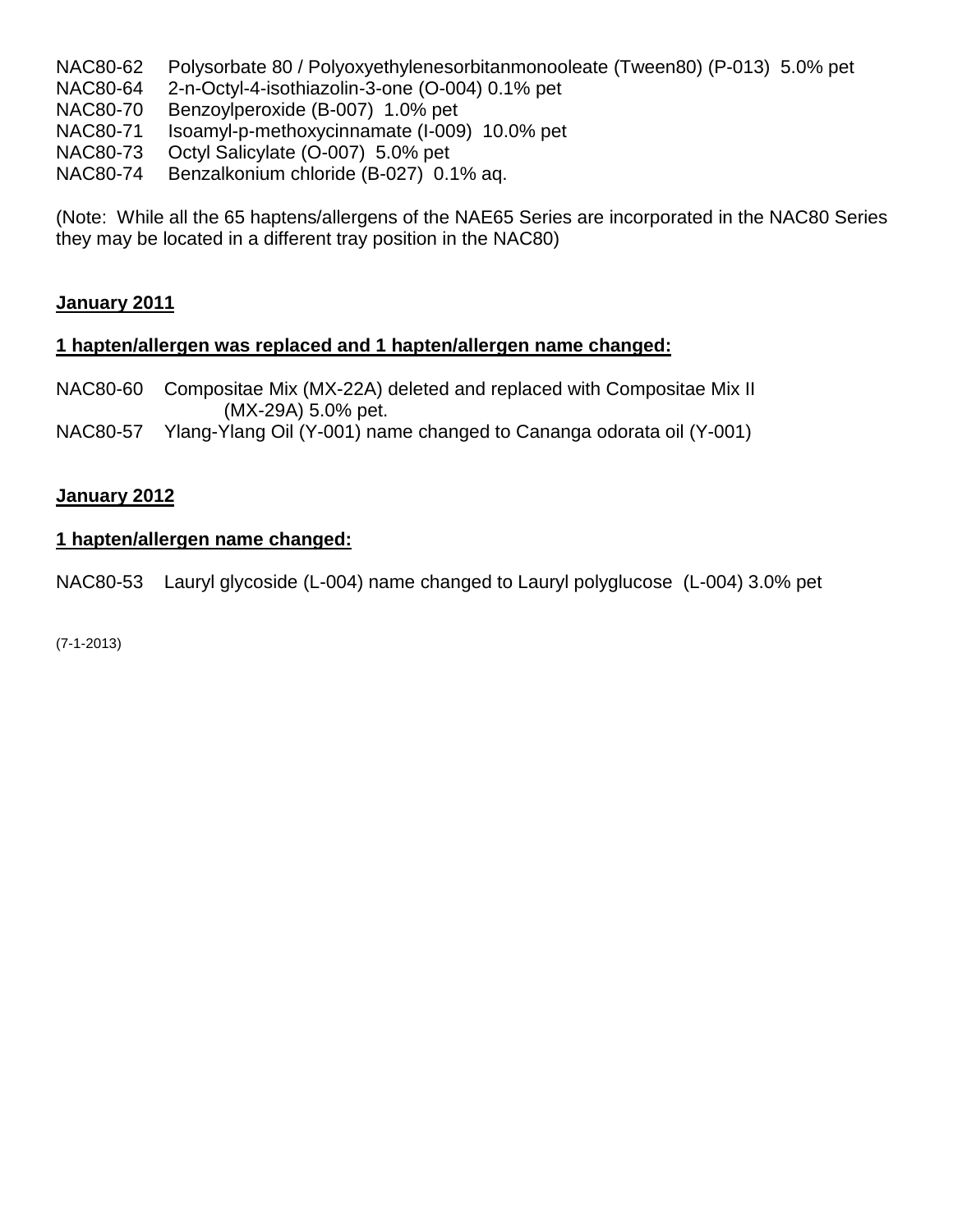NAC80-62 Polysorbate 80 / Polyoxyethylenesorbitanmonooleate (Tween80) (P-013) 5.0% pet  
NAC80-64 2-n-Octyl-4-isothiazolin-3-one (O-004) 0.1% pet  
NAC80-70 Benzoylperoxide (B-007) 1.0% pet  
NAC80-71 Isoamyl-p-methoxycinnamate (I-009) 10.0% pet  
NAC80-73 Octyl Salicylate (O-007) 5.0% pet  
NAC80-74 Benzalkonium chloride (B-027) 0.1% aq.

(Note: While all the 65 haptens/allergens of the NAE65 Series are incorporated in the NAC80 Series they may be located in a different tray position in the NAC80)

**January 2011**

**1 hapten/allergen was replaced and 1 hapten/allergen name changed:**

NAC80-60 Compositae Mix (MX-22A) deleted and replaced with Compositae Mix II (MX-29A) 5.0% pet.  
NAC80-57 Ylang-Ylang Oil (Y-001) name changed to Cananga odorata oil (Y-001)

**January 2012**

**1 hapten/allergen name changed:**

NAC80-53 Lauryl glycoside (L-004) name changed to Lauryl polyglucose (L-004) 3.0% pet

(7-1-2013)